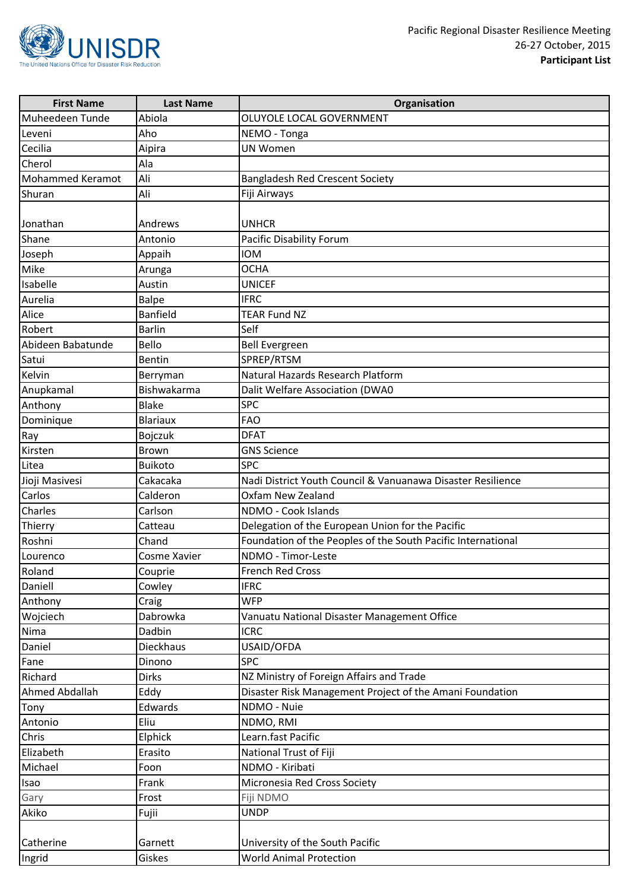UNISDR

The United Nations Office for Disaster Risk Reduction

Pacific Regional Disaster Resilience Meeting
26-27 October, 2015
**Participant List**

| First Name | Last Name | Organisation |
|---|---|---|
| Muheedeen Tunde | Abiola | OLUYOLE LOCAL GOVERNMENT |
| Leveni | Aho | NEMO - Tonga |
| Cecilia | Aipira | UN Women |
| Cherol | Ala | |
| Mohammed Keramot | Ali | Bangladesh Red Crescent Society |
| Shuran | Ali | Fiji Airways |
| Jonathan | Andrews | UNHCR |
| Shane | Antonio | Pacific Disability Forum |
| Joseph | Appaih | IOM |
| Mike | Arunga | OCHA |
| Isabelle | Austin | UNICEF |
| Aurelia | Balpe | IFRC |
| Alice | Banfield | TEAR Fund NZ |
| Robert | Barlin | Self |
| Abideen Babatunde | Bello | Bell Evergreen |
| Satui | Bentin | SPREP/RTSM |
| Kelvin | Berryman | Natural Hazards Research Platform |
| Anupkamal | Bishwakarma | Dalit Welfare Association (DWA0 |
| Anthony | Blake | SPC |
| Dominique | Blariaux | FAO |
| Ray | Bojczuk | DFAT |
| Kirsten | Brown | GNS Science |
| Litea | Buikoto | SPC |
| Jioji Masivesi | Cakacaka | Nadi District Youth Council & Vanuanawa Disaster Resilience |
| Carlos | Calderon | Oxfam New Zealand |
| Charles | Carlson | NDMO - Cook Islands |
| Thierry | Catteau | Delegation of the European Union for the Pacific |
| Roshni | Chand | Foundation of the Peoples of the South Pacific International |
| Lourenco | Cosme Xavier | NDMO - Timor-Leste |
| Roland | Couprie | French Red Cross |
| Daniell | Cowley | IFRC |
| Anthony | Craig | WFP |
| Wojciech | Dabrowka | Vanuatu National Disaster Management Office |
| Nima | Dadbin | ICRC |
| Daniel | Dieckhaus | USAID/OFDA |
| Fane | Dinono | SPC |
| Richard | Dirks | NZ Ministry of Foreign Affairs and Trade |
| Ahmed Abdallah | Eddy | Disaster Risk Management Project of the Amani Foundation |
| Tony | Edwards | NDMO - Nuie |
| Antonio | Eliu | NDMO, RMI |
| Chris | Elphick | Learn.fast Pacific |
| Elizabeth | Erasito | National Trust of Fiji |
| Michael | Foon | NDMO - Kiribati |
| Isao | Frank | Micronesia Red Cross Society |
| Gary | Frost | Fiji NDMO |
| Akiko | Fujii | UNDP |
| Catherine | Garnett | University of the South Pacific |
| Ingrid | Giskes | World Animal Protection |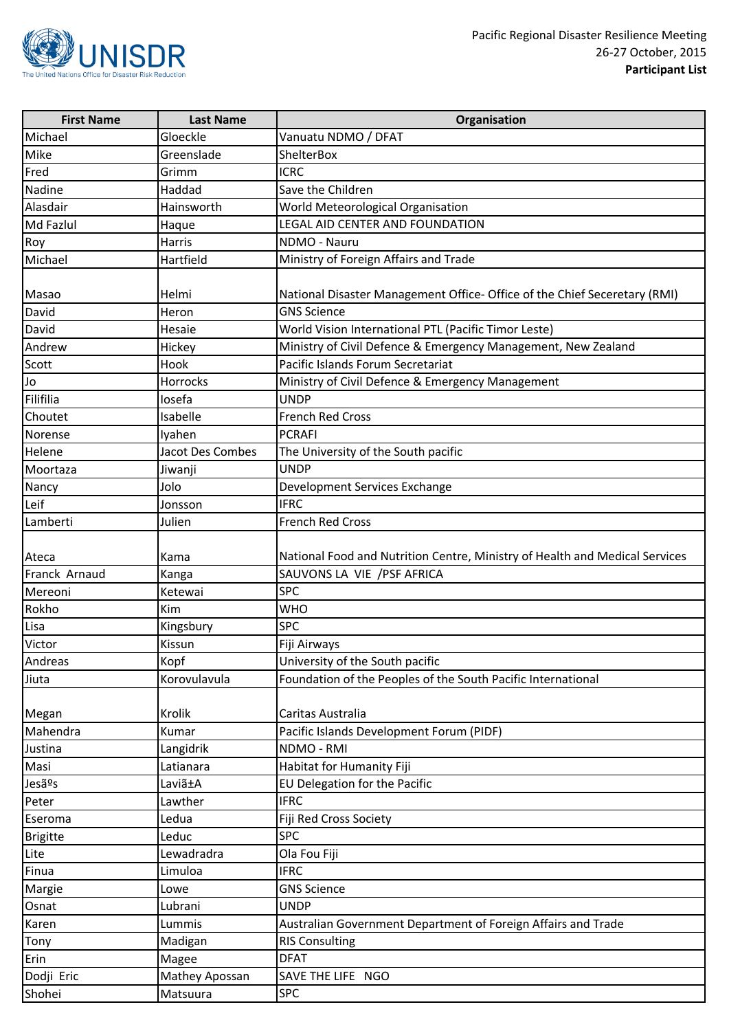Pacific Regional Disaster Resilience Meeting
26-27 October, 2015
**Participant List**

| First Name | Last Name | Organisation |
|---|---|---|
| Michael | Gloeckle | Vanuatu NDMO / DFAT |
| Mike | Greenslade | ShelterBox |
| Fred | Grimm | ICRC |
| Nadine | Haddad | Save the Children |
| Alasdair | Hainsworth | World Meteorological Organisation |
| Md Fazlul | Haque | LEGAL AID CENTER AND FOUNDATION |
| Roy | Harris | NDMO - Nauru |
| Michael | Hartfield | Ministry of Foreign Affairs and Trade |
| Masao | Helmi | National Disaster Management Office- Office of the Chief Seceretary (RMI) |
| David | Heron | GNS Science |
| David | Hesaie | World Vision International PTL (Pacific Timor Leste) |
| Andrew | Hickey | Ministry of Civil Defence & Emergency Management, New Zealand |
| Scott | Hook | Pacific Islands Forum Secretariat |
| Jo | Horrocks | Ministry of Civil Defence & Emergency Management |
| Filifilia | Iosefa | UNDP |
| Choutet | Isabelle | French Red Cross |
| Norense | Iyahen | PCRAFI |
| Helene | Jacot Des Combes | The University of the South pacific |
| Moortaza | Jiwanji | UNDP |
| Nancy | Jolo | Development Services Exchange |
| Leif | Jonsson | IFRC |
| Lamberti | Julien | French Red Cross |
| Ateca | Kama | National Food and Nutrition Centre, Ministry of Health and Medical Services |
| Franck Arnaud | Kanga | SAUVONS LA VIE /PSF AFRICA |
| Mereoni | Ketewai | SPC |
| Rokho | Kim | WHO |
| Lisa | Kingsbury | SPC |
| Victor | Kissun | Fiji Airways |
| Andreas | Kopf | University of the South pacific |
| Jiuta | Korovulavula | Foundation of the Peoples of the South Pacific International |
| Megan | Krolik | Caritas Australia |
| Mahendra | Kumar | Pacific Islands Development Forum (PIDF) |
| Justina | Langidrik | NDMO - RMI |
| Masi | Latianara | Habitat for Humanity Fiji |
| Jesãºs | Laviã±A | EU Delegation for the Pacific |
| Peter | Lawther | IFRC |
| Eseroma | Ledua | Fiji Red Cross Society |
| Brigitte | Leduc | SPC |
| Lite | Lewadradra | Ola Fou Fiji |
| Finua | Limuloa | IFRC |
| Margie | Lowe | GNS Science |
| Osnat | Lubrani | UNDP |
| Karen | Lummis | Australian Government Department of Foreign Affairs and Trade |
| Tony | Madigan | RIS Consulting |
| Erin | Magee | DFAT |
| Dodji Eric | Mathey Apossan | SAVE THE LIFE NGO |
| Shohei | Matsuura | SPC |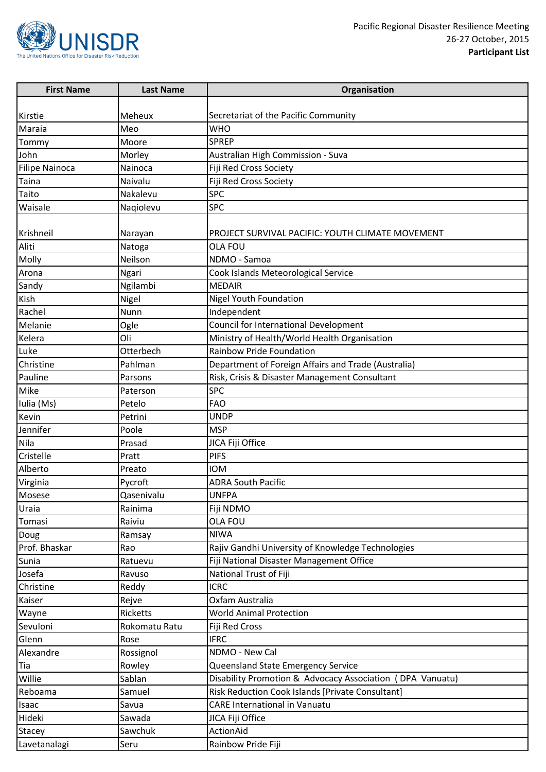| First Name | Last Name | Organisation |
| --- | --- | --- |
| Kirstie | Meheux | Secretariat of the Pacific Community |
| Maraia | Meo | WHO |
| Tommy | Moore | SPREP |
| John | Morley | Australian High Commission - Suva |
| Filipe Nainoca | Nainoca | Fiji Red Cross Society |
| Taina | Naivalu | Fiji Red Cross Society |
| Taito | Nakalevu | SPC |
| Waisale | Naqiolevu | SPC |
| Krishneil | Narayan | PROJECT SURVIVAL PACIFIC: YOUTH CLIMATE MOVEMENT |
| Aliti | Natoga | OLA FOU |
| Molly | Neilson | NDMO - Samoa |
| Arona | Ngari | Cook Islands Meteorological Service |
| Sandy | Ngilambi | MEDAIR |
| Kish | Nigel | Nigel Youth Foundation |
| Rachel | Nunn | Independent |
| Melanie | Ogle | Council for International Development |
| Kelera | Oli | Ministry of Health/World Health Organisation |
| Luke | Otterbech | Rainbow Pride Foundation |
| Christine | Pahlman | Department of Foreign Affairs and Trade (Australia) |
| Pauline | Parsons | Risk, Crisis & Disaster Management Consultant |
| Mike | Paterson | SPC |
| Iulia (Ms) | Petelo | FAO |
| Kevin | Petrini | UNDP |
| Jennifer | Poole | MSP |
| Nila | Prasad | JICA Fiji Office |
| Cristelle | Pratt | PIFS |
| Alberto | Preato | IOM |
| Virginia | Pycroft | ADRA South Pacific |
| Mosese | Qasenivalu | UNFPA |
| Uraia | Rainima | Fiji NDMO |
| Tomasi | Raiviu | OLA FOU |
| Doug | Ramsay | NIWA |
| Prof. Bhaskar | Rao | Rajiv Gandhi University of Knowledge Technologies |
| Sunia | Ratuevu | Fiji National Disaster Management Office |
| Josefa | Ravuso | National Trust of Fiji |
| Christine | Reddy | ICRC |
| Kaiser | Rejve | Oxfam Australia |
| Wayne | Ricketts | World Animal Protection |
| Sevuloni | Rokomatu Ratu | Fiji Red Cross |
| Glenn | Rose | IFRC |
| Alexandre | Rossignol | NDMO - New Cal |
| Tia | Rowley | Queensland State Emergency Service |
| Willie | Sablan | Disability Promotion & Advocacy Association ( DPA Vanuatu) |
| Reboama | Samuel | Risk Reduction Cook Islands [Private Consultant] |
| Isaac | Savua | CARE International in Vanuatu |
| Hideki | Sawada | JICA Fiji Office |
| Stacey | Sawchuk | ActionAid |
| Lavetanalagi | Seru | Rainbow Pride Fiji |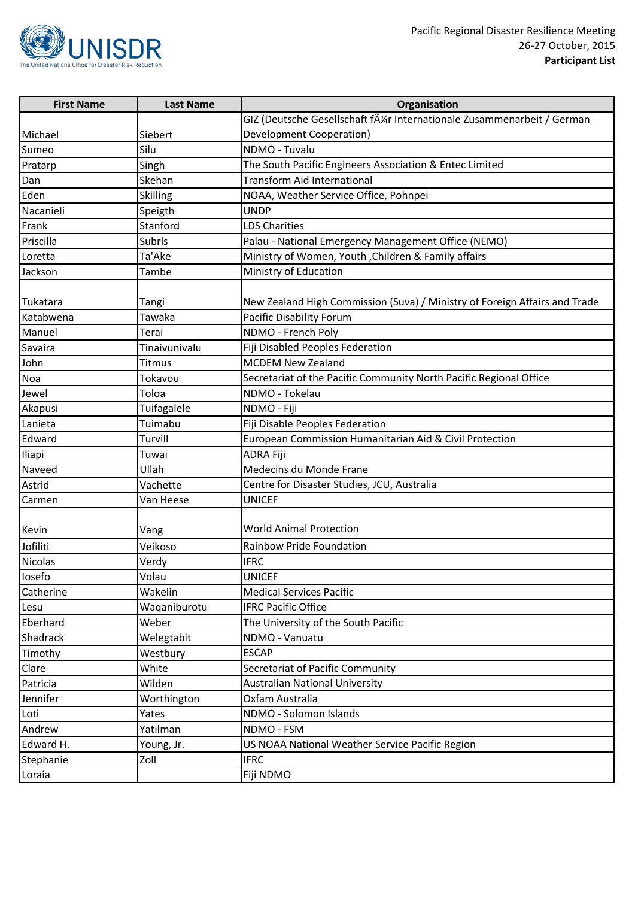UNISDR

The United Nations Office for Disaster Risk Reduction

Pacific Regional Disaster Resilience Meeting
26-27 October, 2015
**Participant List**

| First Name | Last Name | Organisation |
|---|---|---|
| Michael | Siebert | GIZ (Deutsche Gesellschaft fÃ¼r Internationale Zusammenarbeit / German Development Cooperation) |
| Sumeo | Silu | NDMO - Tuvalu |
| Pratarp | Singh | The South Pacific Engineers Association & Entec Limited |
| Dan | Skehan | Transform Aid International |
| Eden | Skilling | NOAA, Weather Service Office, Pohnpei |
| Nacanieli | Speigth | UNDP |
| Frank | Stanford | LDS Charities |
| Priscilla | Subrls | Palau - National Emergency Management Office (NEMO) |
| Loretta | Ta'Ake | Ministry of Women, Youth ,Children & Family affairs |
| Jackson | Tambe | Ministry of Education |
| Tukatara | Tangi | New Zealand High Commission (Suva) / Ministry of Foreign Affairs and Trade |
| Katabwena | Tawaka | Pacific Disability Forum |
| Manuel | Terai | NDMO - French Poly |
| Savaira | Tinaivunivalu | Fiji Disabled Peoples Federation |
| John | Titmus | MCDEM New Zealand |
| Noa | Tokavou | Secretariat of the Pacific Community North Pacific Regional Office |
| Jewel | Toloa | NDMO - Tokelau |
| Akapusi | Tuifagalele | NDMO - Fiji |
| Lanieta | Tuimabu | Fiji Disable Peoples Federation |
| Edward | Turvill | European Commission Humanitarian Aid & Civil Protection |
| Iliapi | Tuwai | ADRA Fiji |
| Naveed | Ullah | Medecins du Monde Frane |
| Astrid | Vachette | Centre for Disaster Studies, JCU, Australia |
| Carmen | Van Heese | UNICEF |
| Kevin | Vang | World Animal Protection |
| Jofiliti | Veikoso | Rainbow Pride Foundation |
| Nicolas | Verdy | IFRC |
| Iosefo | Volau | UNICEF |
| Catherine | Wakelin | Medical Services Pacific |
| Lesu | Waqaniburotu | IFRC Pacific Office |
| Eberhard | Weber | The University of the South Pacific |
| Shadrack | Welegtabit | NDMO - Vanuatu |
| Timothy | Westbury | ESCAP |
| Clare | White | Secretariat of Pacific Community |
| Patricia | Wilden | Australian National University |
| Jennifer | Worthington | Oxfam Australia |
| Loti | Yates | NDMO - Solomon Islands |
| Andrew | Yatilman | NDMO - FSM |
| Edward H. | Young, Jr. | US NOAA National Weather Service Pacific Region |
| Stephanie | Zoll | IFRC |
| Loraia | | Fiji NDMO |